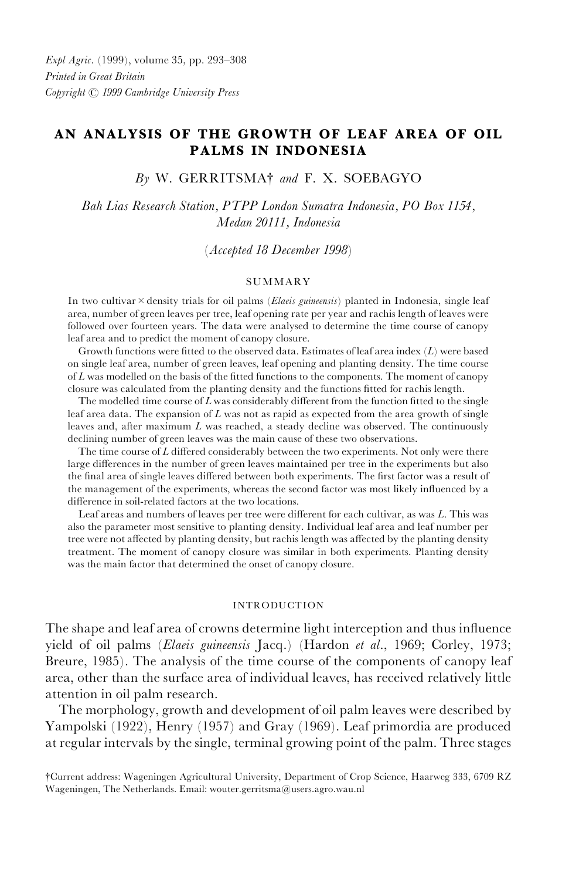*Expl Agric*. (1999), volume 35, pp. 293–308
*Printed in Great Britain*
*Copyright © 1999 Cambridge University Press*

# AN ANALYSIS OF THE GROWTH OF LEAF AREA OF OIL PALMS IN INDONESIA

*By* W. GERRITSMA† *and* F. X. SOEBAGYO

*Bah Lias Research Station, PTPP London Sumatra Indonesia, PO Box 1154, Medan 20111, Indonesia*

(*Accepted 18 December 1998*)

## SUMMARY

In two cultivar × density trials for oil palms (*Elaeis guineensis*) planted in Indonesia, single leaf area, number of green leaves per tree, leaf opening rate per year and rachis length of leaves were followed over fourteen years. The data were analysed to determine the time course of canopy leaf area and to predict the moment of canopy closure.

Growth functions were fitted to the observed data. Estimates of leaf area index ($L$) were based on single leaf area, number of green leaves, leaf opening and planting density. The time course of $L$ was modelled on the basis of the fitted functions to the components. The moment of canopy closure was calculated from the planting density and the functions fitted for rachis length.

The modelled time course of $L$ was considerably different from the function fitted to the single leaf area data. The expansion of $L$ was not as rapid as expected from the area growth of single leaves and, after maximum $L$ was reached, a steady decline was observed. The continuously declining number of green leaves was the main cause of these two observations.

The time course of $L$ differed considerably between the two experiments. Not only were there large differences in the number of green leaves maintained per tree in the experiments but also the final area of single leaves differed between both experiments. The first factor was a result of the management of the experiments, whereas the second factor was most likely influenced by a difference in soil-related factors at the two locations.

Leaf areas and numbers of leaves per tree were different for each cultivar, as was $L$. This was also the parameter most sensitive to planting density. Individual leaf area and leaf number per tree were not affected by planting density, but rachis length was affected by the planting density treatment. The moment of canopy closure was similar in both experiments. Planting density was the main factor that determined the onset of canopy closure.

## INTRODUCTION

The shape and leaf area of crowns determine light interception and thus influence yield of oil palms (*Elaeis guineensis* Jacq.) (Hardon *et al*., 1969; Corley, 1973; Breure, 1985). The analysis of the time course of the components of canopy leaf area, other than the surface area of individual leaves, has received relatively little attention in oil palm research.

The morphology, growth and development of oil palm leaves were described by Yampolski (1922), Henry (1957) and Gray (1969). Leaf primordia are produced at regular intervals by the single, terminal growing point of the palm. Three stages

†Current address: Wageningen Agricultural University, Department of Crop Science, Haarweg 333, 6709 RZ Wageningen, The Netherlands. Email: wouter.gerritsma@users.agro.wau.nl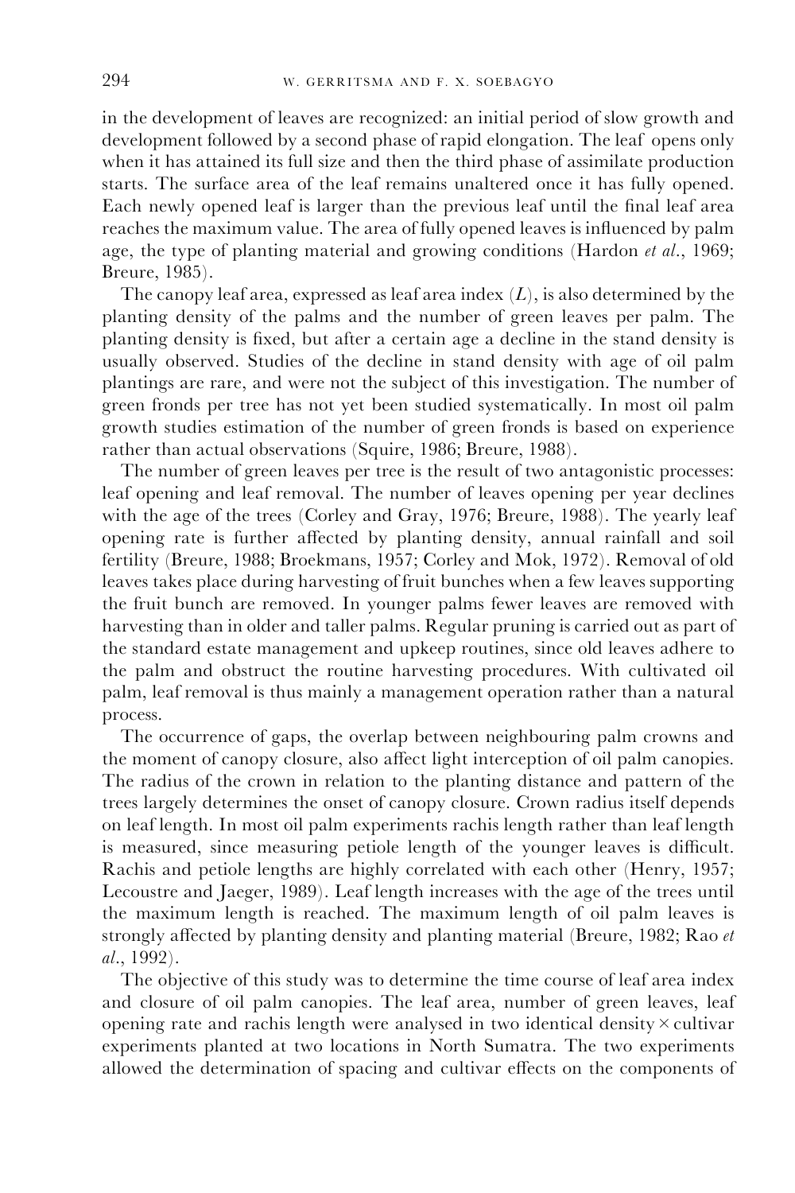in the development of leaves are recognized: an initial period of slow growth and development followed by a second phase of rapid elongation. The leaf opens only when it has attained its full size and then the third phase of assimilate production starts. The surface area of the leaf remains unaltered once it has fully opened. Each newly opened leaf is larger than the previous leaf until the final leaf area reaches the maximum value. The area of fully opened leaves is influenced by palm age, the type of planting material and growing conditions (Hardon *et al*., 1969; Breure, 1985).

The canopy leaf area, expressed as leaf area index ($L$), is also determined by the planting density of the palms and the number of green leaves per palm. The planting density is fixed, but after a certain age a decline in the stand density is usually observed. Studies of the decline in stand density with age of oil palm plantings are rare, and were not the subject of this investigation. The number of green fronds per tree has not yet been studied systematically. In most oil palm growth studies estimation of the number of green fronds is based on experience rather than actual observations (Squire, 1986; Breure, 1988).

The number of green leaves per tree is the result of two antagonistic processes: leaf opening and leaf removal. The number of leaves opening per year declines with the age of the trees (Corley and Gray, 1976; Breure, 1988). The yearly leaf opening rate is further affected by planting density, annual rainfall and soil fertility (Breure, 1988; Broekmans, 1957; Corley and Mok, 1972). Removal of old leaves takes place during harvesting of fruit bunches when a few leaves supporting the fruit bunch are removed. In younger palms fewer leaves are removed with harvesting than in older and taller palms. Regular pruning is carried out as part of the standard estate management and upkeep routines, since old leaves adhere to the palm and obstruct the routine harvesting procedures. With cultivated oil palm, leaf removal is thus mainly a management operation rather than a natural process.

The occurrence of gaps, the overlap between neighbouring palm crowns and the moment of canopy closure, also affect light interception of oil palm canopies. The radius of the crown in relation to the planting distance and pattern of the trees largely determines the onset of canopy closure. Crown radius itself depends on leaf length. In most oil palm experiments rachis length rather than leaf length is measured, since measuring petiole length of the younger leaves is difficult. Rachis and petiole lengths are highly correlated with each other (Henry, 1957; Lecoustre and Jaeger, 1989). Leaf length increases with the age of the trees until the maximum length is reached. The maximum length of oil palm leaves is strongly affected by planting density and planting material (Breure, 1982; Rao *et al*., 1992).

The objective of this study was to determine the time course of leaf area index and closure of oil palm canopies. The leaf area, number of green leaves, leaf opening rate and rachis length were analysed in two identical density × cultivar experiments planted at two locations in North Sumatra. The two experiments allowed the determination of spacing and cultivar effects on the components of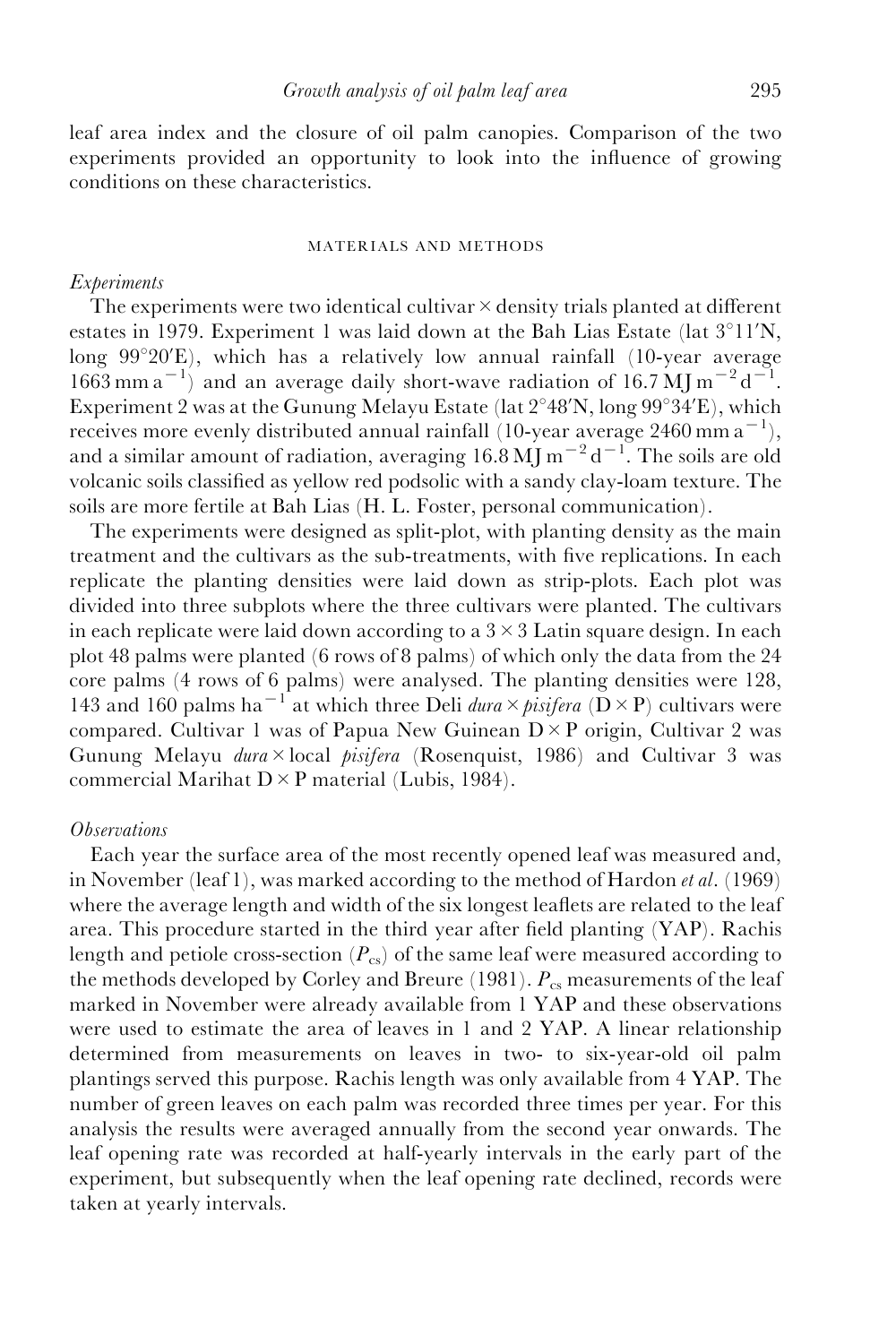leaf area index and the closure of oil palm canopies. Comparison of the two experiments provided an opportunity to look into the influence of growing conditions on these characteristics.

## MATERIALS AND METHODS

### *Experiments*

The experiments were two identical cultivar × density trials planted at different estates in 1979. Experiment 1 was laid down at the Bah Lias Estate (lat 3°11′N, long 99°20′E), which has a relatively low annual rainfall (10-year average 1663 mm $a^{-1}$) and an average daily short-wave radiation of 16.7 MJ $m^{-2}$ $d^{-1}$. Experiment 2 was at the Gunung Melayu Estate (lat 2°48′N, long 99°34′E), which receives more evenly distributed annual rainfall (10-year average 2460 mm $a^{-1}$), and a similar amount of radiation, averaging 16.8 MJ $m^{-2}$ $d^{-1}$. The soils are old volcanic soils classified as yellow red podsolic with a sandy clay-loam texture. The soils are more fertile at Bah Lias (H. L. Foster, personal communication).

The experiments were designed as split-plot, with planting density as the main treatment and the cultivars as the sub-treatments, with five replications. In each replicate the planting densities were laid down as strip-plots. Each plot was divided into three subplots where the three cultivars were planted. The cultivars in each replicate were laid down according to a 3 × 3 Latin square design. In each plot 48 palms were planted (6 rows of 8 palms) of which only the data from the 24 core palms (4 rows of 6 palms) were analysed. The planting densities were 128, 143 and 160 palms $ha^{-1}$ at which three Deli *dura* × *pisifera* (D × P) cultivars were compared. Cultivar 1 was of Papua New Guinean D × P origin, Cultivar 2 was Gunung Melayu *dura* × local *pisifera* (Rosenquist, 1986) and Cultivar 3 was commercial Marihat D × P material (Lubis, 1984).

### *Observations*

Each year the surface area of the most recently opened leaf was measured and, in November (leaf 1), was marked according to the method of Hardon *et al*. (1969) where the average length and width of the six longest leaflets are related to the leaf area. This procedure started in the third year after field planting (YAP). Rachis length and petiole cross-section ($P_{cs}$) of the same leaf were measured according to the methods developed by Corley and Breure (1981). $P_{cs}$ measurements of the leaf marked in November were already available from 1 YAP and these observations were used to estimate the area of leaves in 1 and 2 YAP. A linear relationship determined from measurements on leaves in two- to six-year-old oil palm plantings served this purpose. Rachis length was only available from 4 YAP. The number of green leaves on each palm was recorded three times per year. For this analysis the results were averaged annually from the second year onwards. The leaf opening rate was recorded at half-yearly intervals in the early part of the experiment, but subsequently when the leaf opening rate declined, records were taken at yearly intervals.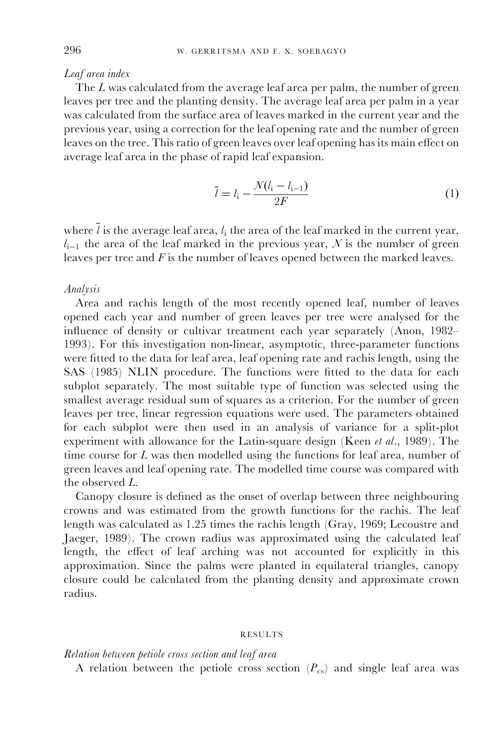*Leaf area index*

The $L$ was calculated from the average leaf area per palm, the number of green leaves per tree and the planting density. The average leaf area per palm in a year was calculated from the surface area of leaves marked in the current year and the previous year, using a correction for the leaf opening rate and the number of green leaves on the tree. This ratio of green leaves over leaf opening has its main effect on average leaf area in the phase of rapid leaf expansion.

$$\bar{l} = l_i - \frac{N(l_i - l_{i-1})}{2F} \tag{1}$$

where $\bar{l}$ is the average leaf area, $l_i$ the area of the leaf marked in the current year, $l_{i-1}$ the area of the leaf marked in the previous year, $N$ is the number of green leaves per tree and $F$ is the number of leaves opened between the marked leaves.

*Analysis*

Area and rachis length of the most recently opened leaf, number of leaves opened each year and number of green leaves per tree were analysed for the influence of density or cultivar treatment each year separately (Anon, 1982–1993). For this investigation non-linear, asymptotic, three-parameter functions were fitted to the data for leaf area, leaf opening rate and rachis length, using the SAS (1985) NLIN procedure. The functions were fitted to the data for each subplot separately. The most suitable type of function was selected using the smallest average residual sum of squares as a criterion. For the number of green leaves per tree, linear regression equations were used. The parameters obtained for each subplot were then used in an analysis of variance for a split-plot experiment with allowance for the Latin-square design (Keen *et al*., 1989). The time course for $L$ was then modelled using the functions for leaf area, number of green leaves and leaf opening rate. The modelled time course was compared with the observed $L$.

Canopy closure is defined as the onset of overlap between three neighbouring crowns and was estimated from the growth functions for the rachis. The leaf length was calculated as 1.25 times the rachis length (Gray, 1969; Lecoustre and Jaeger, 1989). The crown radius was approximated using the calculated leaf length, the effect of leaf arching was not accounted for explicitly in this approximation. Since the palms were planted in equilateral triangles, canopy closure could be calculated from the planting density and approximate crown radius.

## RESULTS

*Relation between petiole cross section and leaf area*

A relation between the petiole cross section ($P_{cs}$) and single leaf area was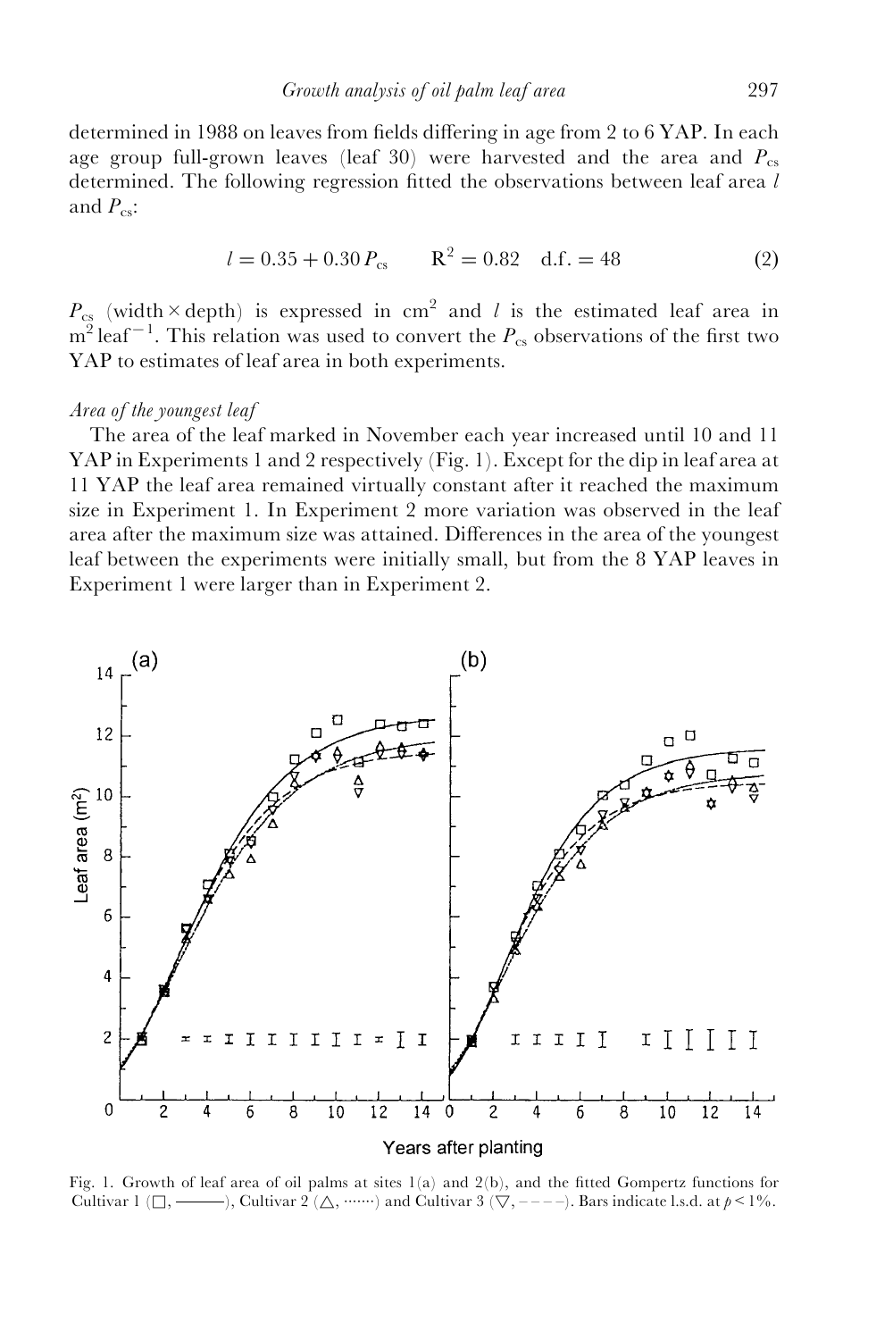determined in 1988 on leaves from fields differing in age from 2 to 6 YAP. In each age group full-grown leaves (leaf 30) were harvested and the area and $P_{cs}$ determined. The following regression fitted the observations between leaf area $l$ and $P_{cs}$:

$$l = 0.35 + 0.30\,P_{cs} \qquad R^2 = 0.82 \quad \text{d.f.} = 48 \tag{2}$$

$P_{cs}$ (width × depth) is expressed in $cm^2$ and $l$ is the estimated leaf area in $m^2\,leaf^{-1}$. This relation was used to convert the $P_{cs}$ observations of the first two YAP to estimates of leaf area in both experiments.

*Area of the youngest leaf*

The area of the leaf marked in November each year increased until 10 and 11 YAP in Experiments 1 and 2 respectively (Fig. 1). Except for the dip in leaf area at 11 YAP the leaf area remained virtually constant after it reached the maximum size in Experiment 1. In Experiment 2 more variation was observed in the leaf area after the maximum size was attained. Differences in the area of the youngest leaf between the experiments were initially small, but from the 8 YAP leaves in Experiment 1 were larger than in Experiment 2.

Fig. 1. Growth of leaf area of oil palms at sites 1(a) and 2(b), and the fitted Gompertz functions for Cultivar 1 (□, ———), Cultivar 2 (△, ·······) and Cultivar 3 (▽, – – – –). Bars indicate l.s.d. at $p < 1\%$.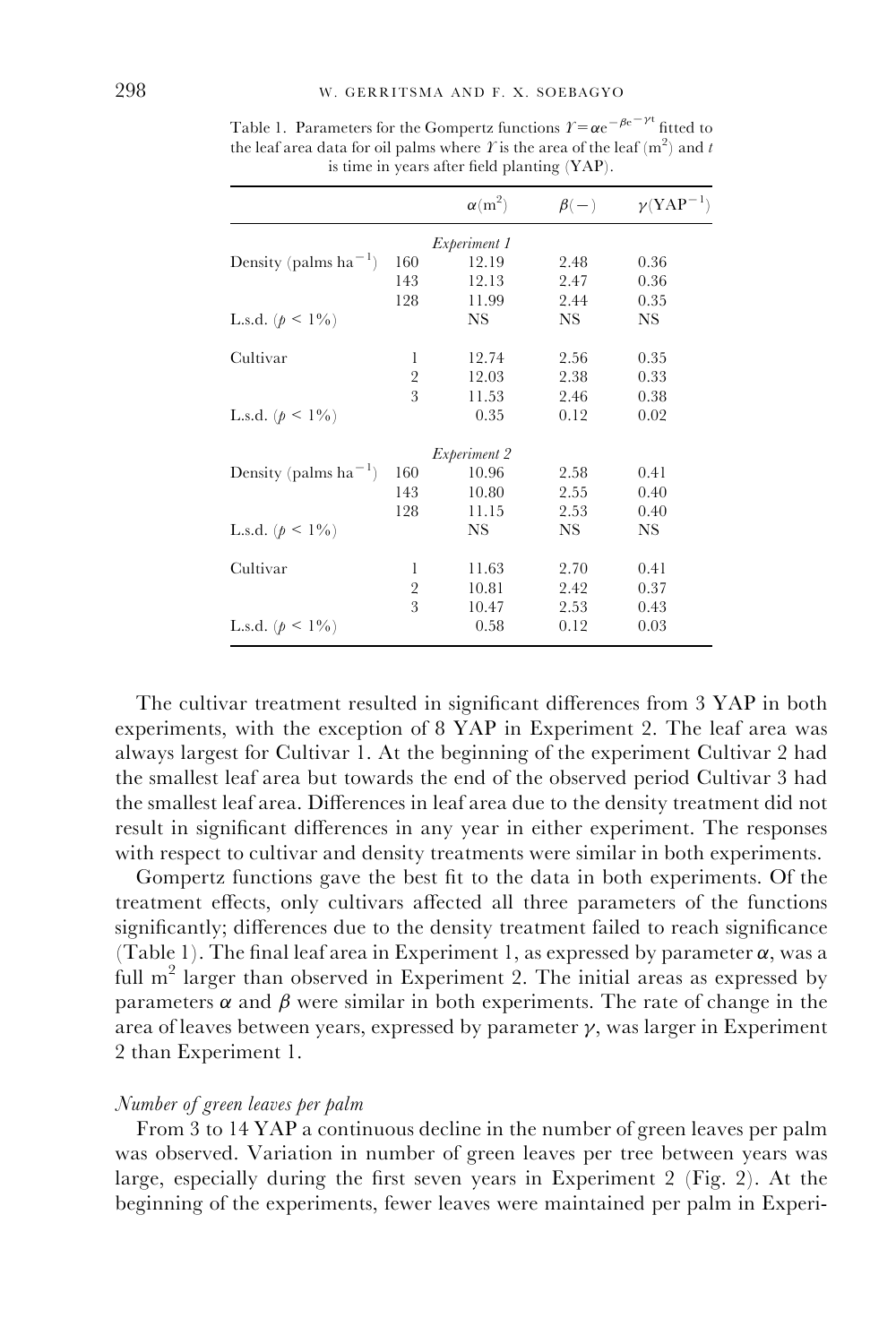Table 1. Parameters for the Gompertz functions $Y = \alpha e^{-\beta e^{-\gamma t}}$ fitted to the leaf area data for oil palms where $Y$ is the area of the leaf ($m^2$) and $t$ is time in years after field planting (YAP).

| | | $\alpha(m^2)$ | $\beta(-)$ | $\gamma(YAP^{-1})$ |
|---|---|---|---|---|
| | | *Experiment 1* | | |
| Density (palms $ha^{-1}$) | 160 | 12.19 | 2.48 | 0.36 |
| | 143 | 12.13 | 2.47 | 0.36 |
| | 128 | 11.99 | 2.44 | 0.35 |
| L.s.d. ($p < 1\%$) | | NS | NS | NS |
| Cultivar | 1 | 12.74 | 2.56 | 0.35 |
| | 2 | 12.03 | 2.38 | 0.33 |
| | 3 | 11.53 | 2.46 | 0.38 |
| L.s.d. ($p < 1\%$) | | 0.35 | 0.12 | 0.02 |
| | | *Experiment 2* | | |
| Density (palms $ha^{-1}$) | 160 | 10.96 | 2.58 | 0.41 |
| | 143 | 10.80 | 2.55 | 0.40 |
| | 128 | 11.15 | 2.53 | 0.40 |
| L.s.d. ($p < 1\%$) | | NS | NS | NS |
| Cultivar | 1 | 11.63 | 2.70 | 0.41 |
| | 2 | 10.81 | 2.42 | 0.37 |
| | 3 | 10.47 | 2.53 | 0.43 |
| L.s.d. ($p < 1\%$) | | 0.58 | 0.12 | 0.03 |

The cultivar treatment resulted in significant differences from 3 YAP in both experiments, with the exception of 8 YAP in Experiment 2. The leaf area was always largest for Cultivar 1. At the beginning of the experiment Cultivar 2 had the smallest leaf area but towards the end of the observed period Cultivar 3 had the smallest leaf area. Differences in leaf area due to the density treatment did not result in significant differences in any year in either experiment. The responses with respect to cultivar and density treatments were similar in both experiments.

Gompertz functions gave the best fit to the data in both experiments. Of the treatment effects, only cultivars affected all three parameters of the functions significantly; differences due to the density treatment failed to reach significance (Table 1). The final leaf area in Experiment 1, as expressed by parameter $\alpha$, was a full $m^2$ larger than observed in Experiment 2. The initial areas as expressed by parameters $\alpha$ and $\beta$ were similar in both experiments. The rate of change in the area of leaves between years, expressed by parameter $\gamma$, was larger in Experiment 2 than Experiment 1.

*Number of green leaves per palm*

From 3 to 14 YAP a continuous decline in the number of green leaves per palm was observed. Variation in number of green leaves per tree between years was large, especially during the first seven years in Experiment 2 (Fig. 2). At the beginning of the experiments, fewer leaves were maintained per palm in Experi-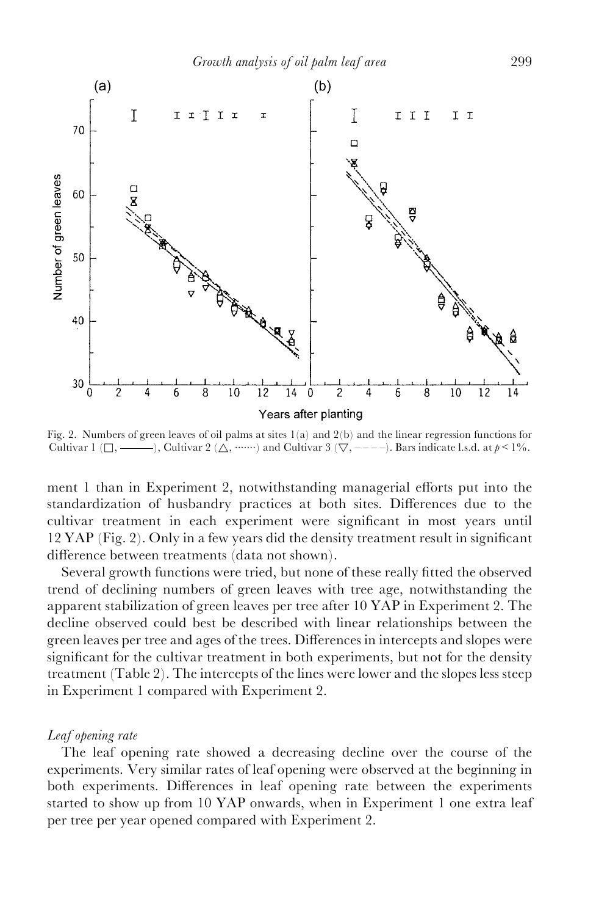Fig. 2. Numbers of green leaves of oil palms at sites 1(a) and 2(b) and the linear regression functions for Cultivar 1 (□, ———), Cultivar 2 (△, ·······) and Cultivar 3 (▽, – – – –). Bars indicate l.s.d. at $p < 1\%$.

ment 1 than in Experiment 2, notwithstanding managerial efforts put into the standardization of husbandry practices at both sites. Differences due to the cultivar treatment in each experiment were significant in most years until 12 YAP (Fig. 2). Only in a few years did the density treatment result in significant difference between treatments (data not shown).

Several growth functions were tried, but none of these really fitted the observed trend of declining numbers of green leaves with tree age, notwithstanding the apparent stabilization of green leaves per tree after 10 YAP in Experiment 2. The decline observed could best be described with linear relationships between the green leaves per tree and ages of the trees. Differences in intercepts and slopes were significant for the cultivar treatment in both experiments, but not for the density treatment (Table 2). The intercepts of the lines were lower and the slopes less steep in Experiment 1 compared with Experiment 2.

### *Leaf opening rate*

The leaf opening rate showed a decreasing decline over the course of the experiments. Very similar rates of leaf opening were observed at the beginning in both experiments. Differences in leaf opening rate between the experiments started to show up from 10 YAP onwards, when in Experiment 1 one extra leaf per tree per year opened compared with Experiment 2.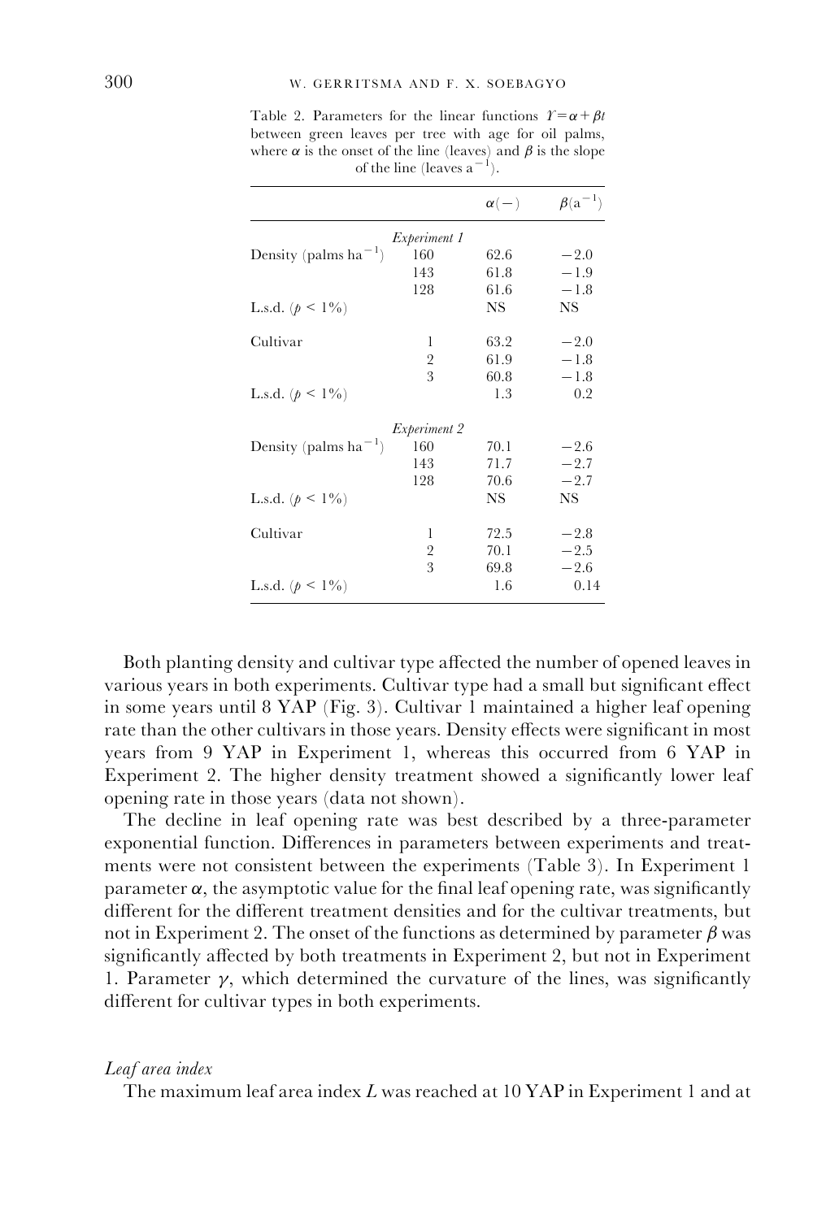Table 2. Parameters for the linear functions $Y = \alpha + \beta t$ between green leaves per tree with age for oil palms, where $\alpha$ is the onset of the line (leaves) and $\beta$ is the slope of the line (leaves $a^{-1}$).

| | | $\alpha(-)$ | $\beta(a^{-1})$ |
|---|---|---|---|
| | *Experiment 1* | | |
| Density (palms $ha^{-1}$) | 160 | 62.6 | −2.0 |
| | 143 | 61.8 | −1.9 |
| | 128 | 61.6 | −1.8 |
| L.s.d. ($p < 1\%$) | | NS | NS |
| Cultivar | 1 | 63.2 | −2.0 |
| | 2 | 61.9 | −1.8 |
| | 3 | 60.8 | −1.8 |
| L.s.d. ($p < 1\%$) | | 1.3 | 0.2 |
| | *Experiment 2* | | |
| Density (palms $ha^{-1}$) | 160 | 70.1 | −2.6 |
| | 143 | 71.7 | −2.7 |
| | 128 | 70.6 | −2.7 |
| L.s.d. ($p < 1\%$) | | NS | NS |
| Cultivar | 1 | 72.5 | −2.8 |
| | 2 | 70.1 | −2.5 |
| | 3 | 69.8 | −2.6 |
| L.s.d. ($p < 1\%$) | | 1.6 | 0.14 |

Both planting density and cultivar type affected the number of opened leaves in various years in both experiments. Cultivar type had a small but significant effect in some years until 8 YAP (Fig. 3). Cultivar 1 maintained a higher leaf opening rate than the other cultivars in those years. Density effects were significant in most years from 9 YAP in Experiment 1, whereas this occurred from 6 YAP in Experiment 2. The higher density treatment showed a significantly lower leaf opening rate in those years (data not shown).

The decline in leaf opening rate was best described by a three-parameter exponential function. Differences in parameters between experiments and treatments were not consistent between the experiments (Table 3). In Experiment 1 parameter $\alpha$, the asymptotic value for the final leaf opening rate, was significantly different for the different treatment densities and for the cultivar treatments, but not in Experiment 2. The onset of the functions as determined by parameter $\beta$ was significantly affected by both treatments in Experiment 2, but not in Experiment 1. Parameter $\gamma$, which determined the curvature of the lines, was significantly different for cultivar types in both experiments.

### *Leaf area index*

The maximum leaf area index $L$ was reached at 10 YAP in Experiment 1 and at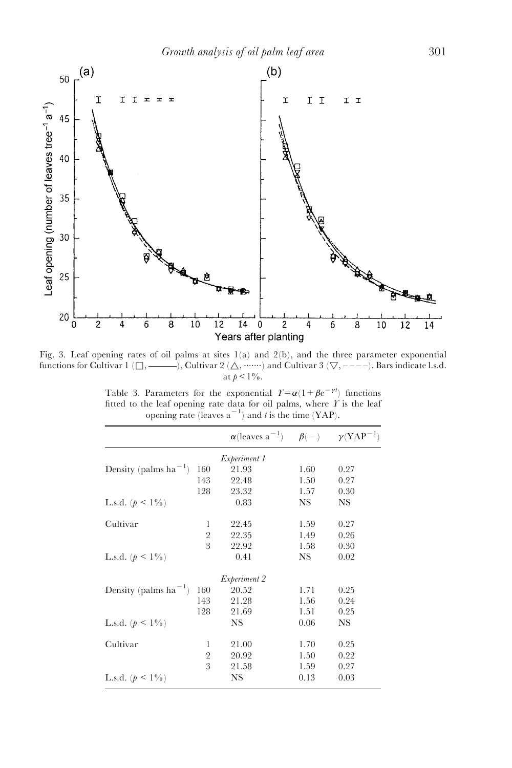Fig. 3. Leaf opening rates of oil palms at sites 1(a) and 2(b), and the three parameter exponential functions for Cultivar 1 (□, ———), Cultivar 2 (△, ·······) and Cultivar 3 (▽, – – – –). Bars indicate l.s.d. at $p < 1\%$.

Table 3. Parameters for the exponential $Y = \alpha(1 + \beta e^{-\gamma t})$ functions fitted to the leaf opening rate data for oil palms, where $Y$ is the leaf opening rate (leaves $a^{-1}$) and $t$ is the time (YAP).

| | | $\alpha$(leaves $a^{-1}$) | $\beta(-)$ | $\gamma(\text{YAP}^{-1})$ |
|---|---|---|---|---|
| | | *Experiment 1* | | |
| Density (palms $ha^{-1}$) | 160 | 21.93 | 1.60 | 0.27 |
| | 143 | 22.48 | 1.50 | 0.27 |
| | 128 | 23.32 | 1.57 | 0.30 |
| L.s.d. ($p < 1\%$) | | 0.83 | NS | NS |
| Cultivar | 1 | 22.45 | 1.59 | 0.27 |
| | 2 | 22.35 | 1.49 | 0.26 |
| | 3 | 22.92 | 1.58 | 0.30 |
| L.s.d. ($p < 1\%$) | | 0.41 | NS | 0.02 |
| | | *Experiment 2* | | |
| Density (palms $ha^{-1}$) | 160 | 20.52 | 1.71 | 0.25 |
| | 143 | 21.28 | 1.56 | 0.24 |
| | 128 | 21.69 | 1.51 | 0.25 |
| L.s.d. ($p < 1\%$) | | NS | 0.06 | NS |
| Cultivar | 1 | 21.00 | 1.70 | 0.25 |
| | 2 | 20.92 | 1.50 | 0.22 |
| | 3 | 21.58 | 1.59 | 0.27 |
| L.s.d. ($p < 1\%$) | | NS | 0.13 | 0.03 |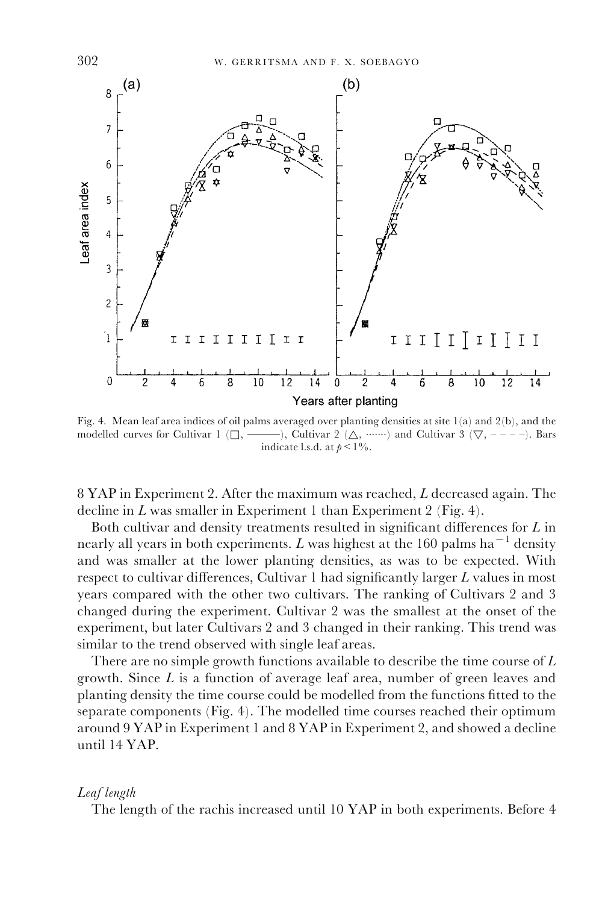Fig. 4. Mean leaf area indices of oil palms averaged over planting densities at site 1(a) and 2(b), and the modelled curves for Cultivar 1 (□, ———), Cultivar 2 (△, ·······) and Cultivar 3 (▽, – – – –). Bars indicate l.s.d. at $p < 1\%$.

8 YAP in Experiment 2. After the maximum was reached, $L$ decreased again. The decline in $L$ was smaller in Experiment 1 than Experiment 2 (Fig. 4).

Both cultivar and density treatments resulted in significant differences for $L$ in nearly all years in both experiments. $L$ was highest at the 160 palms ha$^{-1}$ density and was smaller at the lower planting densities, as was to be expected. With respect to cultivar differences, Cultivar 1 had significantly larger $L$ values in most years compared with the other two cultivars. The ranking of Cultivars 2 and 3 changed during the experiment. Cultivar 2 was the smallest at the onset of the experiment, but later Cultivars 2 and 3 changed in their ranking. This trend was similar to the trend observed with single leaf areas.

There are no simple growth functions available to describe the time course of $L$ growth. Since $L$ is a function of average leaf area, number of green leaves and planting density the time course could be modelled from the functions fitted to the separate components (Fig. 4). The modelled time courses reached their optimum around 9 YAP in Experiment 1 and 8 YAP in Experiment 2, and showed a decline until 14 YAP.

*Leaf length*

The length of the rachis increased until 10 YAP in both experiments. Before 4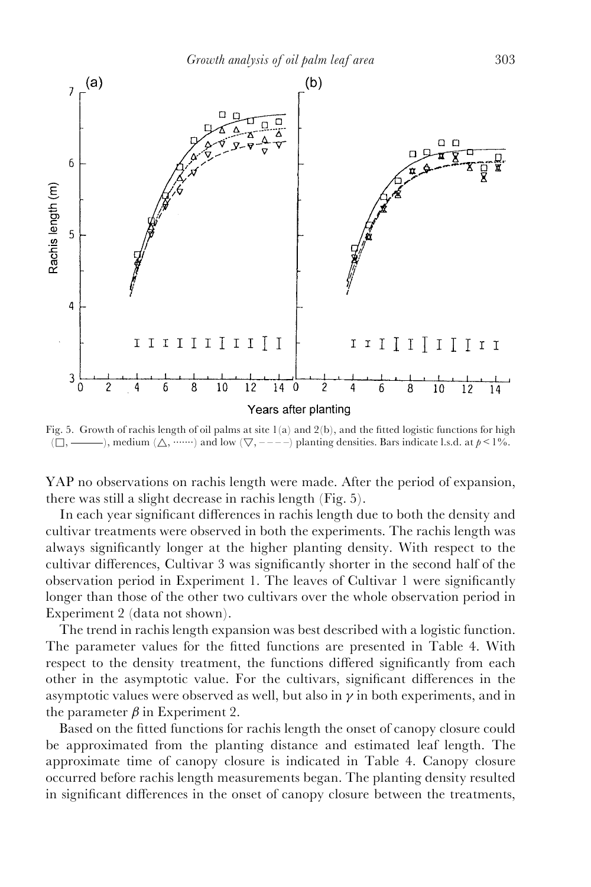Fig. 5. Growth of rachis length of oil palms at site 1(a) and 2(b), and the fitted logistic functions for high (□, ———), medium (△, ·······) and low (▽, – – – –) planting densities. Bars indicate l.s.d. at $p < 1\%$.

YAP no observations on rachis length were made. After the period of expansion, there was still a slight decrease in rachis length (Fig. 5).

In each year significant differences in rachis length due to both the density and cultivar treatments were observed in both the experiments. The rachis length was always significantly longer at the higher planting density. With respect to the cultivar differences, Cultivar 3 was significantly shorter in the second half of the observation period in Experiment 1. The leaves of Cultivar 1 were significantly longer than those of the other two cultivars over the whole observation period in Experiment 2 (data not shown).

The trend in rachis length expansion was best described with a logistic function. The parameter values for the fitted functions are presented in Table 4. With respect to the density treatment, the functions differed significantly from each other in the asymptotic value. For the cultivars, significant differences in the asymptotic values were observed as well, but also in $\gamma$ in both experiments, and in the parameter $\beta$ in Experiment 2.

Based on the fitted functions for rachis length the onset of canopy closure could be approximated from the planting distance and estimated leaf length. The approximate time of canopy closure is indicated in Table 4. Canopy closure occurred before rachis length measurements began. The planting density resulted in significant differences in the onset of canopy closure between the treatments,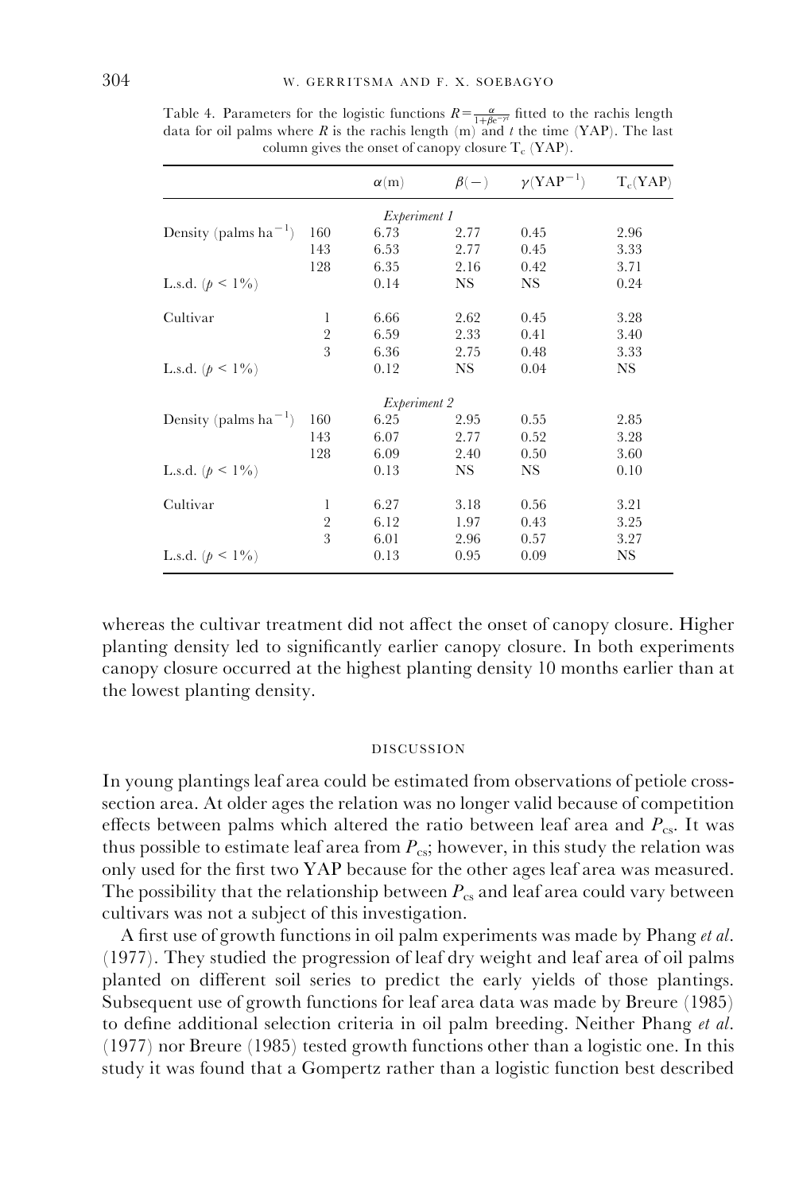Table 4. Parameters for the logistic functions $R = \frac{\alpha}{1+\beta e^{-\gamma t}}$ fitted to the rachis length data for oil palms where $R$ is the rachis length (m) and $t$ the time (YAP). The last column gives the onset of canopy closure $T_c$ (YAP).

| | | $\alpha$(m) | $\beta(-)$ | $\gamma(\text{YAP}^{-1})$ | $T_c$(YAP) |
|---|---|---|---|---|---|
| | | *Experiment 1* | | | |
| Density (palms ha$^{-1}$) | 160 | 6.73 | 2.77 | 0.45 | 2.96 |
| | 143 | 6.53 | 2.77 | 0.45 | 3.33 |
| | 128 | 6.35 | 2.16 | 0.42 | 3.71 |
| L.s.d. ($p < 1\%$) | | 0.14 | NS | NS | 0.24 |
| Cultivar | 1 | 6.66 | 2.62 | 0.45 | 3.28 |
| | 2 | 6.59 | 2.33 | 0.41 | 3.40 |
| | 3 | 6.36 | 2.75 | 0.48 | 3.33 |
| L.s.d. ($p < 1\%$) | | 0.12 | NS | 0.04 | NS |
| | | *Experiment 2* | | | |
| Density (palms ha$^{-1}$) | 160 | 6.25 | 2.95 | 0.55 | 2.85 |
| | 143 | 6.07 | 2.77 | 0.52 | 3.28 |
| | 128 | 6.09 | 2.40 | 0.50 | 3.60 |
| L.s.d. ($p < 1\%$) | | 0.13 | NS | NS | 0.10 |
| Cultivar | 1 | 6.27 | 3.18 | 0.56 | 3.21 |
| | 2 | 6.12 | 1.97 | 0.43 | 3.25 |
| | 3 | 6.01 | 2.96 | 0.57 | 3.27 |
| L.s.d. ($p < 1\%$) | | 0.13 | 0.95 | 0.09 | NS |

whereas the cultivar treatment did not affect the onset of canopy closure. Higher planting density led to significantly earlier canopy closure. In both experiments canopy closure occurred at the highest planting density 10 months earlier than at the lowest planting density.

## DISCUSSION

In young plantings leaf area could be estimated from observations of petiole cross-section area. At older ages the relation was no longer valid because of competition effects between palms which altered the ratio between leaf area and $P_{cs}$. It was thus possible to estimate leaf area from $P_{cs}$; however, in this study the relation was only used for the first two YAP because for the other ages leaf area was measured. The possibility that the relationship between $P_{cs}$ and leaf area could vary between cultivars was not a subject of this investigation.

A first use of growth functions in oil palm experiments was made by Phang *et al.* (1977). They studied the progression of leaf dry weight and leaf area of oil palms planted on different soil series to predict the early yields of those plantings. Subsequent use of growth functions for leaf area data was made by Breure (1985) to define additional selection criteria in oil palm breeding. Neither Phang *et al.* (1977) nor Breure (1985) tested growth functions other than a logistic one. In this study it was found that a Gompertz rather than a logistic function best described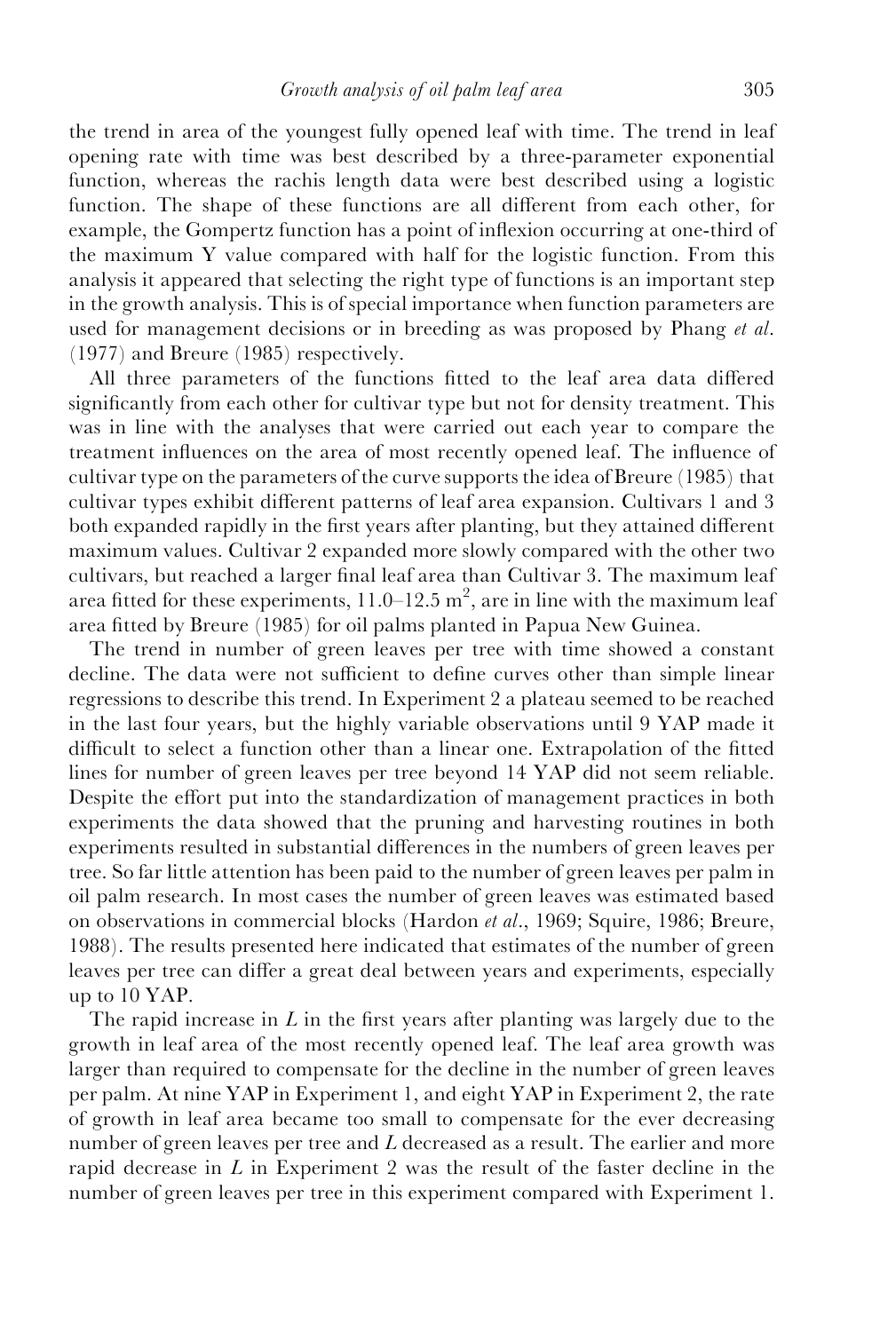the trend in area of the youngest fully opened leaf with time. The trend in leaf opening rate with time was best described by a three-parameter exponential function, whereas the rachis length data were best described using a logistic function. The shape of these functions are all different from each other, for example, the Gompertz function has a point of inflexion occurring at one-third of the maximum Y value compared with half for the logistic function. From this analysis it appeared that selecting the right type of functions is an important step in the growth analysis. This is of special importance when function parameters are used for management decisions or in breeding as was proposed by Phang *et al.* (1977) and Breure (1985) respectively.

All three parameters of the functions fitted to the leaf area data differed significantly from each other for cultivar type but not for density treatment. This was in line with the analyses that were carried out each year to compare the treatment influences on the area of most recently opened leaf. The influence of cultivar type on the parameters of the curve supports the idea of Breure (1985) that cultivar types exhibit different patterns of leaf area expansion. Cultivars 1 and 3 both expanded rapidly in the first years after planting, but they attained different maximum values. Cultivar 2 expanded more slowly compared with the other two cultivars, but reached a larger final leaf area than Cultivar 3. The maximum leaf area fitted for these experiments, 11.0–12.5 $m^2$, are in line with the maximum leaf area fitted by Breure (1985) for oil palms planted in Papua New Guinea.

The trend in number of green leaves per tree with time showed a constant decline. The data were not sufficient to define curves other than simple linear regressions to describe this trend. In Experiment 2 a plateau seemed to be reached in the last four years, but the highly variable observations until 9 YAP made it difficult to select a function other than a linear one. Extrapolation of the fitted lines for number of green leaves per tree beyond 14 YAP did not seem reliable. Despite the effort put into the standardization of management practices in both experiments the data showed that the pruning and harvesting routines in both experiments resulted in substantial differences in the numbers of green leaves per tree. So far little attention has been paid to the number of green leaves per palm in oil palm research. In most cases the number of green leaves was estimated based on observations in commercial blocks (Hardon *et al.*, 1969; Squire, 1986; Breure, 1988). The results presented here indicated that estimates of the number of green leaves per tree can differ a great deal between years and experiments, especially up to 10 YAP.

The rapid increase in $L$ in the first years after planting was largely due to the growth in leaf area of the most recently opened leaf. The leaf area growth was larger than required to compensate for the decline in the number of green leaves per palm. At nine YAP in Experiment 1, and eight YAP in Experiment 2, the rate of growth in leaf area became too small to compensate for the ever decreasing number of green leaves per tree and $L$ decreased as a result. The earlier and more rapid decrease in $L$ in Experiment 2 was the result of the faster decline in the number of green leaves per tree in this experiment compared with Experiment 1.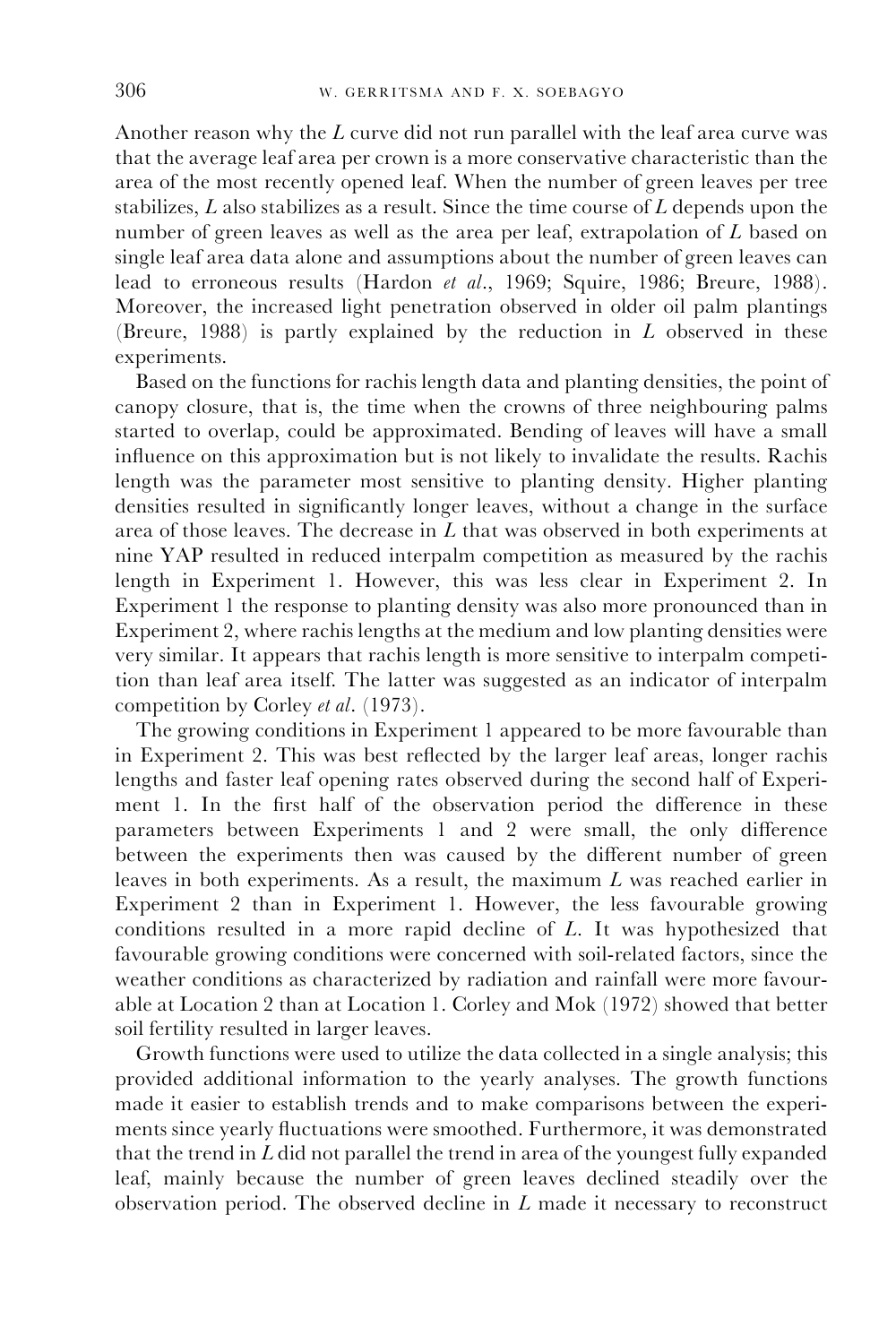Another reason why the *L* curve did not run parallel with the leaf area curve was that the average leaf area per crown is a more conservative characteristic than the area of the most recently opened leaf. When the number of green leaves per tree stabilizes, *L* also stabilizes as a result. Since the time course of *L* depends upon the number of green leaves as well as the area per leaf, extrapolation of *L* based on single leaf area data alone and assumptions about the number of green leaves can lead to erroneous results (Hardon *et al*., 1969; Squire, 1986; Breure, 1988). Moreover, the increased light penetration observed in older oil palm plantings (Breure, 1988) is partly explained by the reduction in *L* observed in these experiments.

Based on the functions for rachis length data and planting densities, the point of canopy closure, that is, the time when the crowns of three neighbouring palms started to overlap, could be approximated. Bending of leaves will have a small influence on this approximation but is not likely to invalidate the results. Rachis length was the parameter most sensitive to planting density. Higher planting densities resulted in significantly longer leaves, without a change in the surface area of those leaves. The decrease in *L* that was observed in both experiments at nine YAP resulted in reduced interpalm competition as measured by the rachis length in Experiment 1. However, this was less clear in Experiment 2. In Experiment 1 the response to planting density was also more pronounced than in Experiment 2, where rachis lengths at the medium and low planting densities were very similar. It appears that rachis length is more sensitive to interpalm competition than leaf area itself. The latter was suggested as an indicator of interpalm competition by Corley *et al*. (1973).

The growing conditions in Experiment 1 appeared to be more favourable than in Experiment 2. This was best reflected by the larger leaf areas, longer rachis lengths and faster leaf opening rates observed during the second half of Experiment 1. In the first half of the observation period the difference in these parameters between Experiments 1 and 2 were small, the only difference between the experiments then was caused by the different number of green leaves in both experiments. As a result, the maximum *L* was reached earlier in Experiment 2 than in Experiment 1. However, the less favourable growing conditions resulted in a more rapid decline of *L*. It was hypothesized that favourable growing conditions were concerned with soil-related factors, since the weather conditions as characterized by radiation and rainfall were more favourable at Location 2 than at Location 1. Corley and Mok (1972) showed that better soil fertility resulted in larger leaves.

Growth functions were used to utilize the data collected in a single analysis; this provided additional information to the yearly analyses. The growth functions made it easier to establish trends and to make comparisons between the experiments since yearly fluctuations were smoothed. Furthermore, it was demonstrated that the trend in *L* did not parallel the trend in area of the youngest fully expanded leaf, mainly because the number of green leaves declined steadily over the observation period. The observed decline in *L* made it necessary to reconstruct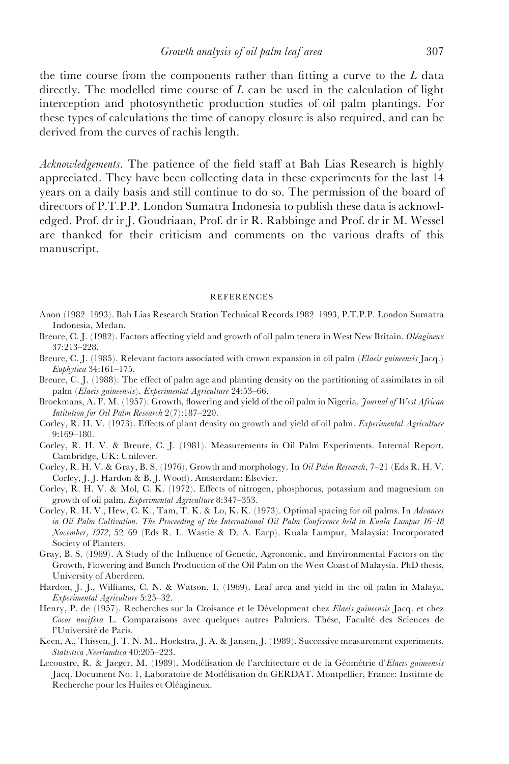the time course from the components rather than fitting a curve to the $L$ data directly. The modelled time course of $L$ can be used in the calculation of light interception and photosynthetic production studies of oil palm plantings. For these types of calculations the time of canopy closure is also required, and can be derived from the curves of rachis length.

*Acknowledgements*. The patience of the field staff at Bah Lias Research is highly appreciated. They have been collecting data in these experiments for the last 14 years on a daily basis and still continue to do so. The permission of the board of directors of P.T.P.P. London Sumatra Indonesia to publish these data is acknowledged. Prof. dr ir J. Goudriaan, Prof. dr ir R. Rabbinge and Prof. dr ir M. Wessel are thanked for their criticism and comments on the various drafts of this manuscript.

## REFERENCES

Anon (1982–1993). Bah Lias Research Station Technical Records 1982–1993, P.T.P.P. London Sumatra Indonesia, Medan.

Breure, C. J. (1982). Factors affecting yield and growth of oil palm tenera in West New Britain. *Oléagineux* 37:213–228.

Breure, C. J. (1985). Relevant factors associated with crown expansion in oil palm (*Elaeis guineensis* Jacq.) *Euphytica* 34:161–175.

Breure, C. J. (1988). The effect of palm age and planting density on the partitioning of assimilates in oil palm (*Elaeis guineensis*). *Experimental Agriculture* 24:53–66.

Broekmans, A. F. M. (1957). Growth, flowering and yield of the oil palm in Nigeria. *Journal of West African Intitution for Oil Palm Research* 2(7):187–220.

Corley, R. H. V. (1973). Effects of plant density on growth and yield of oil palm. *Experimental Agriculture* 9:169–180.

Corley, R. H. V. & Breure, C. J. (1981). Measurements in Oil Palm Experiments. Internal Report. Cambridge, UK: Unilever.

Corley, R. H. V. & Gray, B. S. (1976). Growth and morphology. In *Oil Palm Research*, 7–21 (Eds R. H. V. Corley, J. J. Hardon & B. J. Wood). Amsterdam: Elsevier.

Corley, R. H. V. & Mol, C. K. (1972). Effects of nitrogen, phosphorus, potassium and magnesium on growth of oil palm. *Experimental Agriculture* 8:347–353.

Corley, R. H. V., Hew, C. K., Tam, T. K. & Lo, K. K. (1973). Optimal spacing for oil palms. In *Advances in Oil Palm Cultivation. The Proceeding of the International Oil Palm Conference held in Kuala Lumpur 16–18 November, 1972*, 52–69 (Eds R. L. Wastie & D. A. Earp). Kuala Lumpur, Malaysia: Incorporated Society of Planters.

Gray, B. S. (1969). A Study of the Influence of Genetic, Agronomic, and Environmental Factors on the Growth, Flowering and Bunch Production of the Oil Palm on the West Coast of Malaysia. PhD thesis, University of Aberdeen.

Hardon, J. J., Williams, C. N. & Watson, I. (1969). Leaf area and yield in the oil palm in Malaya. *Experimental Agriculture* 5:25–32.

Henry, P. de (1957). Recherches sur la Croisance et le Dévelopment chez *Elaeis guineensis* Jacq. et chez *Cocos nucifera* L. Comparaisons avec quelques autres Palmiers. Thése, Faculté des Sciences de l'Université de Paris.

Keen, A., Thissen, J. T. N. M., Hoekstra, J. A. & Jansen, J. (1989). Successive measurement experiments. *Statistica Neerlandica* 40:205–223.

Lecoustre, R. & Jaeger, M. (1989). Modélisation de l'architecture et de la Géométrie d'*Elaeis guineensis* Jacq. Document No. 1, Laboratoire de Modélisation du GERDAT. Montpellier, France: Institute de Recherche pour les Huiles et Oléagineux.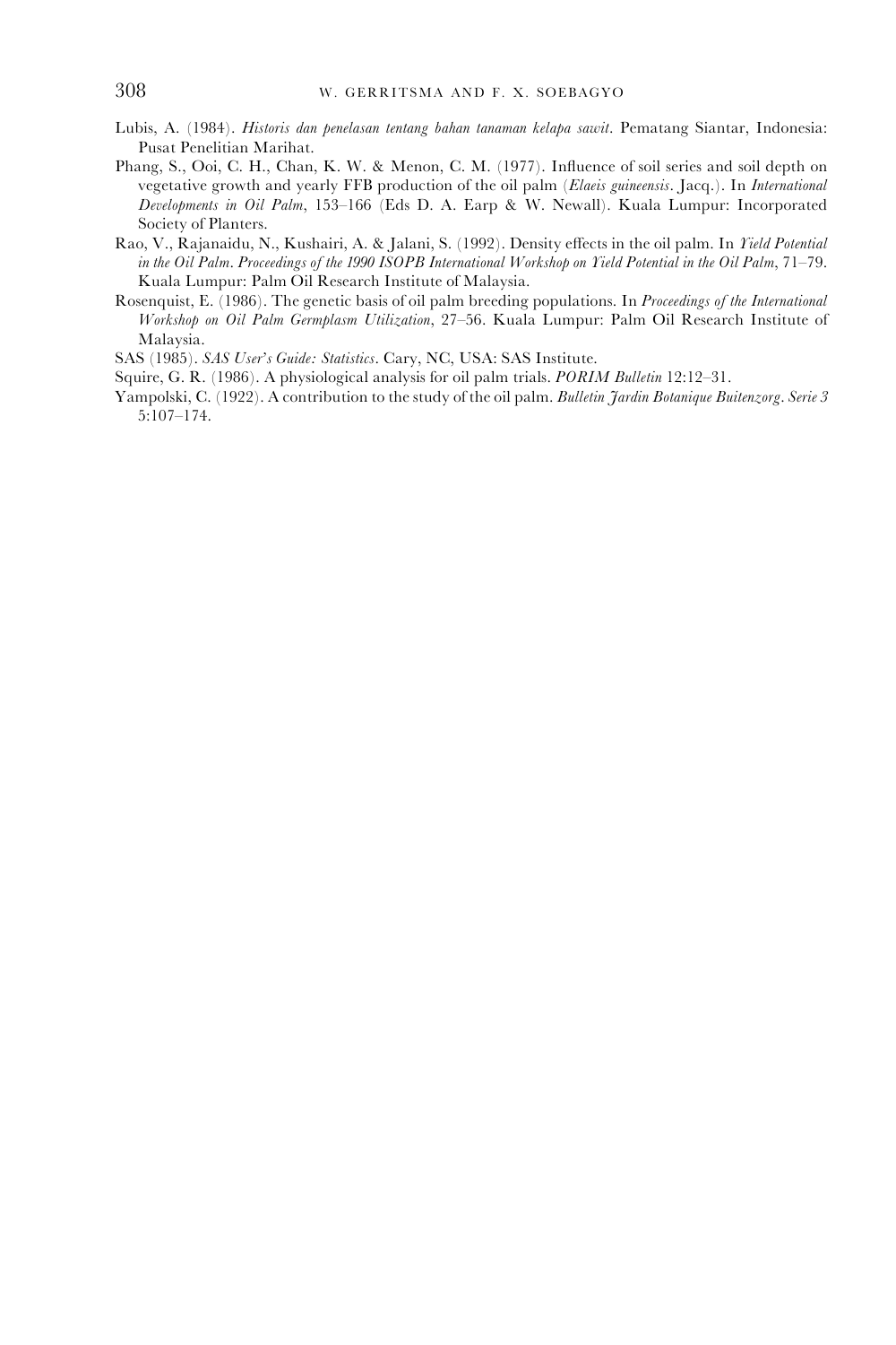Lubis, A. (1984). *Historis dan penelasan tentang bahan tanaman kelapa sawit*. Pematang Siantar, Indonesia: Pusat Penelitian Marihat.

Phang, S., Ooi, C. H., Chan, K. W. & Menon, C. M. (1977). Influence of soil series and soil depth on vegetative growth and yearly FFB production of the oil palm (*Elaeis guineensis*. Jacq.). In *International Developments in Oil Palm*, 153–166 (Eds D. A. Earp & W. Newall). Kuala Lumpur: Incorporated Society of Planters.

Rao, V., Rajanaidu, N., Kushairi, A. & Jalani, S. (1992). Density effects in the oil palm. In *Yield Potential in the Oil Palm. Proceedings of the 1990 ISOPB International Workshop on Yield Potential in the Oil Palm*, 71–79. Kuala Lumpur: Palm Oil Research Institute of Malaysia.

Rosenquist, E. (1986). The genetic basis of oil palm breeding populations. In *Proceedings of the International Workshop on Oil Palm Germplasm Utilization*, 27–56. Kuala Lumpur: Palm Oil Research Institute of Malaysia.

SAS (1985). *SAS User's Guide: Statistics*. Cary, NC, USA: SAS Institute.

Squire, G. R. (1986). A physiological analysis for oil palm trials. *PORIM Bulletin* 12:12–31.

Yampolski, C. (1922). A contribution to the study of the oil palm. *Bulletin Jardin Botanique Buitenzorg. Serie 3* 5:107–174.